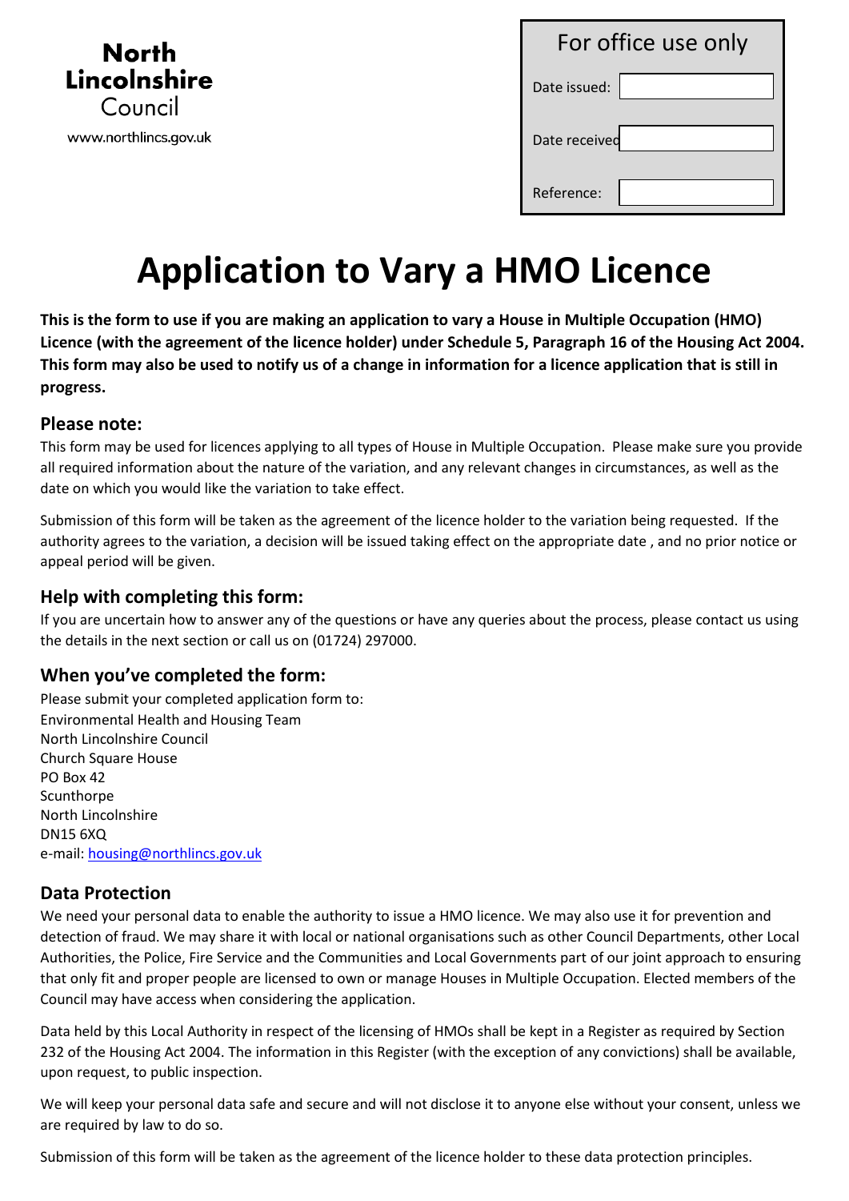**North Lincolnshire Council**

www.northlincs.gov.uk

| For office use only | |
|---|---|
| Date issued: | |
| Date received | |
| Reference: | |

# Application to Vary a HMO Licence

**This is the form to use if you are making an application to vary a House in Multiple Occupation (HMO) Licence (with the agreement of the licence holder) under Schedule 5, Paragraph 16 of the Housing Act 2004. This form may also be used to notify us of a change in information for a licence application that is still in progress.**

## Please note:

This form may be used for licences applying to all types of House in Multiple Occupation. Please make sure you provide all required information about the nature of the variation, and any relevant changes in circumstances, as well as the date on which you would like the variation to take effect.

Submission of this form will be taken as the agreement of the licence holder to the variation being requested. If the authority agrees to the variation, a decision will be issued taking effect on the appropriate date , and no prior notice or appeal period will be given.

## Help with completing this form:

If you are uncertain how to answer any of the questions or have any queries about the process, please contact us using the details in the next section or call us on (01724) 297000.

## When you've completed the form:

Please submit your completed application form to:
Environmental Health and Housing Team
North Lincolnshire Council
Church Square House
PO Box 42
Scunthorpe
North Lincolnshire
DN15 6XQ
e-mail: housing@northlincs.gov.uk

## Data Protection

We need your personal data to enable the authority to issue a HMO licence. We may also use it for prevention and detection of fraud. We may share it with local or national organisations such as other Council Departments, other Local Authorities, the Police, Fire Service and the Communities and Local Governments part of our joint approach to ensuring that only fit and proper people are licensed to own or manage Houses in Multiple Occupation. Elected members of the Council may have access when considering the application.

Data held by this Local Authority in respect of the licensing of HMOs shall be kept in a Register as required by Section 232 of the Housing Act 2004. The information in this Register (with the exception of any convictions) shall be available, upon request, to public inspection.

We will keep your personal data safe and secure and will not disclose it to anyone else without your consent, unless we are required by law to do so.

Submission of this form will be taken as the agreement of the licence holder to these data protection principles.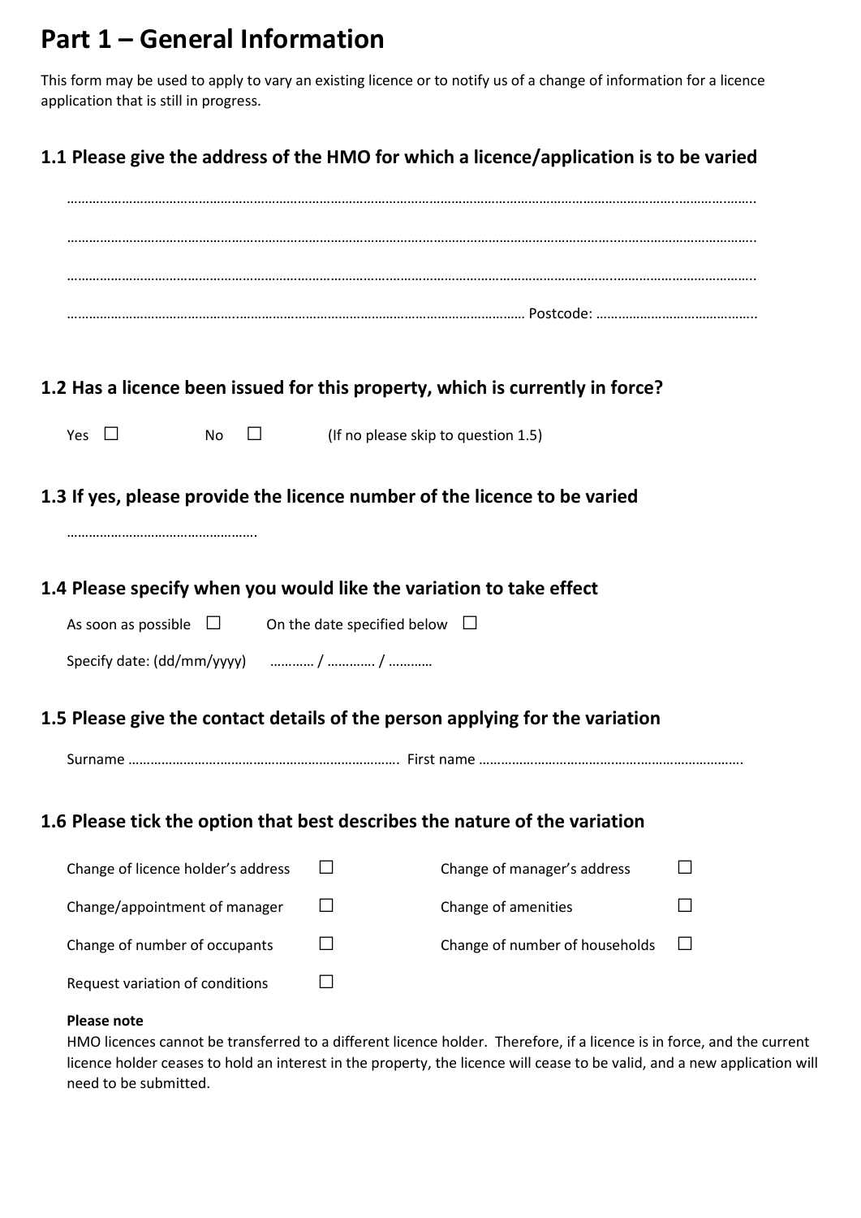# Part 1 – General Information

This form may be used to apply to vary an existing licence or to notify us of a change of information for a licence application that is still in progress.

## 1.1 Please give the address of the HMO for which a licence/application is to be varied

…………………………………………………………………………………………………………………………………………………………

…………………………………………………………………………………………………………………………………………………………

…………………………………………………………………………………………………………………………………………………………

…………………………………………………………………………………………………… Postcode: ……………………………………

## 1.2 Has a licence been issued for this property, which is currently in force?

Yes ☐ No ☐ (If no please skip to question 1.5)

## 1.3 If yes, please provide the licence number of the licence to be varied

…………………………………………

## 1.4 Please specify when you would like the variation to take effect

As soon as possible ☐ On the date specified below ☐

Specify date: (dd/mm/yyyy) ………… / …………. / …………

## 1.5 Please give the contact details of the person applying for the variation

Surname ………………………………………………………………. First name ……………………………………………………………

## 1.6 Please tick the option that best describes the nature of the variation

| | | | |
|---|---|---|---|
| Change of licence holder's address | ☐ | Change of manager's address | ☐ |
| Change/appointment of manager | ☐ | Change of amenities | ☐ |
| Change of number of occupants | ☐ | Change of number of households | ☐ |
| Request variation of conditions | ☐ | | |

**Please note**

HMO licences cannot be transferred to a different licence holder. Therefore, if a licence is in force, and the current licence holder ceases to hold an interest in the property, the licence will cease to be valid, and a new application will need to be submitted.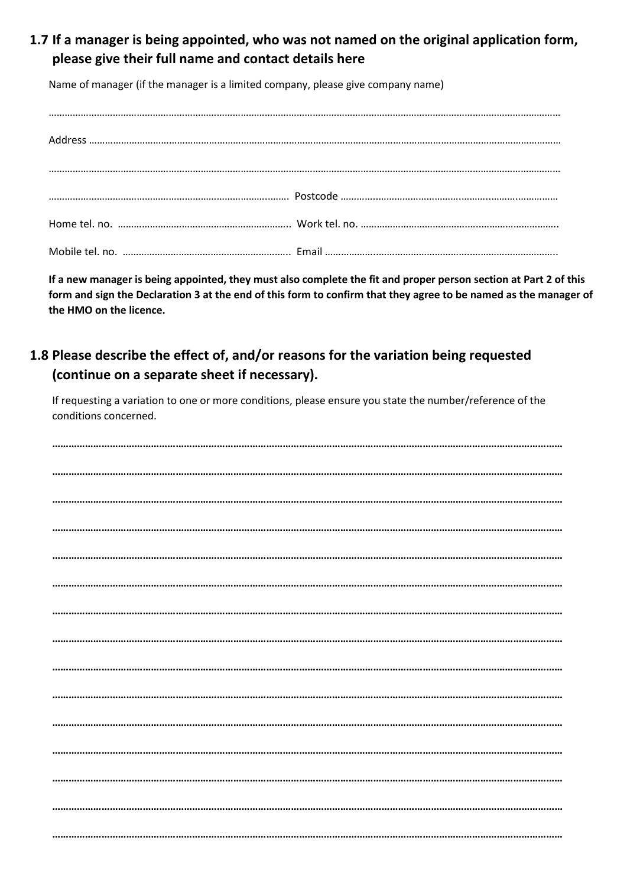## 1.7 If a manager is being appointed, who was not named on the original application form, please give their full name and contact details here

Name of manager (if the manager is a limited company, please give company name)

…………………………………………………………………………………………………………………………………………………………

Address ……………………………………………………………………………………………………………………………………………

…………………………………………………………………………………………………………………………………………………………

………………………………………………………………………………… Postcode ………………………………………………………………

Home tel. no. ……………………………………………………… Work tel. no. ……………………………………………………………

Mobile tel. no. …………………………………………………… Email ……………………………………………………………………

**If a new manager is being appointed, they must also complete the fit and proper person section at Part 2 of this form and sign the Declaration 3 at the end of this form to confirm that they agree to be named as the manager of the HMO on the licence.**

## 1.8 Please describe the effect of, and/or reasons for the variation being requested (continue on a separate sheet if necessary).

If requesting a variation to one or more conditions, please ensure you state the number/reference of the conditions concerned.

…………………………………………………………………………………………………………………………………………………………

…………………………………………………………………………………………………………………………………………………………

…………………………………………………………………………………………………………………………………………………………

…………………………………………………………………………………………………………………………………………………………

…………………………………………………………………………………………………………………………………………………………

…………………………………………………………………………………………………………………………………………………………

…………………………………………………………………………………………………………………………………………………………

…………………………………………………………………………………………………………………………………………………………

…………………………………………………………………………………………………………………………………………………………

…………………………………………………………………………………………………………………………………………………………

…………………………………………………………………………………………………………………………………………………………

…………………………………………………………………………………………………………………………………………………………

…………………………………………………………………………………………………………………………………………………………

…………………………………………………………………………………………………………………………………………………………

…………………………………………………………………………………………………………………………………………………………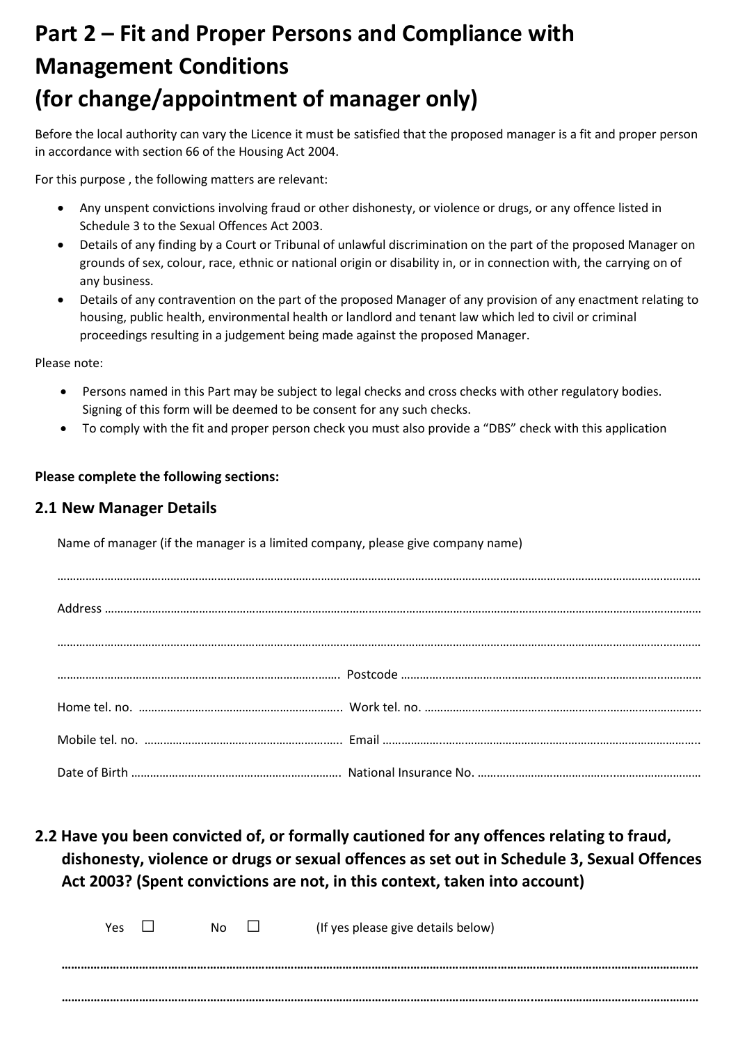# Part 2 – Fit and Proper Persons and Compliance with Management Conditions (for change/appointment of manager only)

Before the local authority can vary the Licence it must be satisfied that the proposed manager is a fit and proper person in accordance with section 66 of the Housing Act 2004.

For this purpose , the following matters are relevant:

- Any unspent convictions involving fraud or other dishonesty, or violence or drugs, or any offence listed in Schedule 3 to the Sexual Offences Act 2003.
- Details of any finding by a Court or Tribunal of unlawful discrimination on the part of the proposed Manager on grounds of sex, colour, race, ethnic or national origin or disability in, or in connection with, the carrying on of any business.
- Details of any contravention on the part of the proposed Manager of any provision of any enactment relating to housing, public health, environmental health or landlord and tenant law which led to civil or criminal proceedings resulting in a judgement being made against the proposed Manager.

Please note:

- Persons named in this Part may be subject to legal checks and cross checks with other regulatory bodies. Signing of this form will be deemed to be consent for any such checks.
- To comply with the fit and proper person check you must also provide a "DBS" check with this application

**Please complete the following sections:**

## 2.1 New Manager Details

Name of manager (if the manager is a limited company, please give company name)

……………………………………………………………………………………………………………………………………………

Address ……………………………………………………………………………………………………………………………

……………………………………………………………………………………………………………………………………………

………………………………………………………………………… Postcode ………………………………………………………

Home tel. no. ……………………………………………… Work tel. no. ……………………………………………………

Mobile tel. no. ……………………………………………… Email ……………………………………………………………

Date of Birth ……………………………………………… National Insurance No. ……………………………………………

## 2.2 Have you been convicted of, or formally cautioned for any offences relating to fraud, dishonesty, violence or drugs or sexual offences as set out in Schedule 3, Sexual Offences Act 2003? (Spent convictions are not, in this context, taken into account)

Yes ☐ No ☐ (If yes please give details below)

……………………………………………………………………………………………………………………………………………

……………………………………………………………………………………………………………………………………………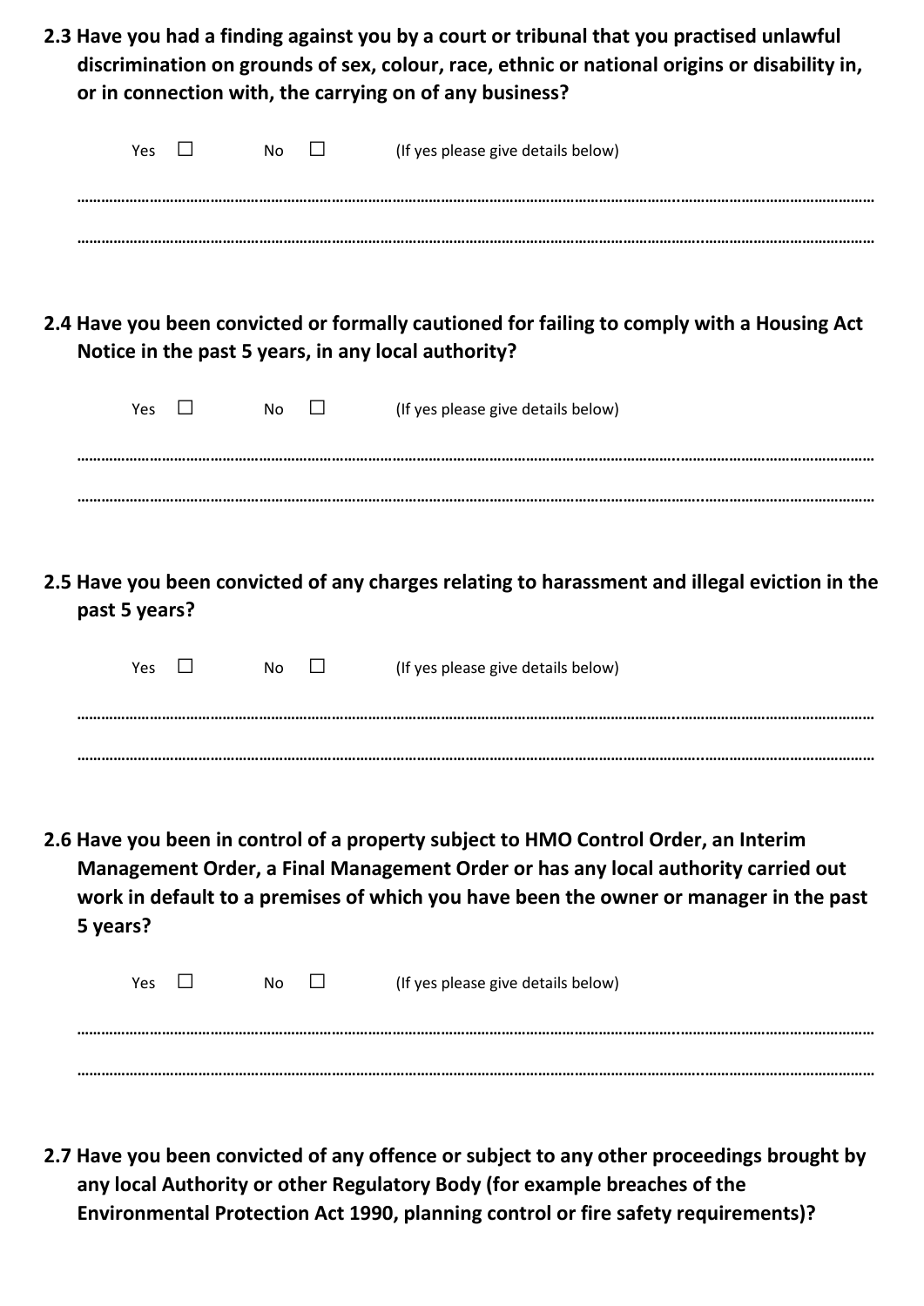**2.3 Have you had a finding against you by a court or tribunal that you practised unlawful discrimination on grounds of sex, colour, race, ethnic or national origins or disability in, or in connection with, the carrying on of any business?**

Yes ☐ No ☐ (If yes please give details below)

……………………………………………………………………………………………………………………………………………………………

……………………………………………………………………………………………………………………………………………………………

**2.4 Have you been convicted or formally cautioned for failing to comply with a Housing Act Notice in the past 5 years, in any local authority?**

Yes ☐ No ☐ (If yes please give details below)

……………………………………………………………………………………………………………………………………………………………

……………………………………………………………………………………………………………………………………………………………

**2.5 Have you been convicted of any charges relating to harassment and illegal eviction in the past 5 years?**

Yes ☐ No ☐ (If yes please give details below)

……………………………………………………………………………………………………………………………………………………………

……………………………………………………………………………………………………………………………………………………………

**2.6 Have you been in control of a property subject to HMO Control Order, an Interim Management Order, a Final Management Order or has any local authority carried out work in default to a premises of which you have been the owner or manager in the past 5 years?**

Yes ☐ No ☐ (If yes please give details below)

……………………………………………………………………………………………………………………………………………………………

……………………………………………………………………………………………………………………………………………………………

**2.7 Have you been convicted of any offence or subject to any other proceedings brought by any local Authority or other Regulatory Body (for example breaches of the Environmental Protection Act 1990, planning control or fire safety requirements)?**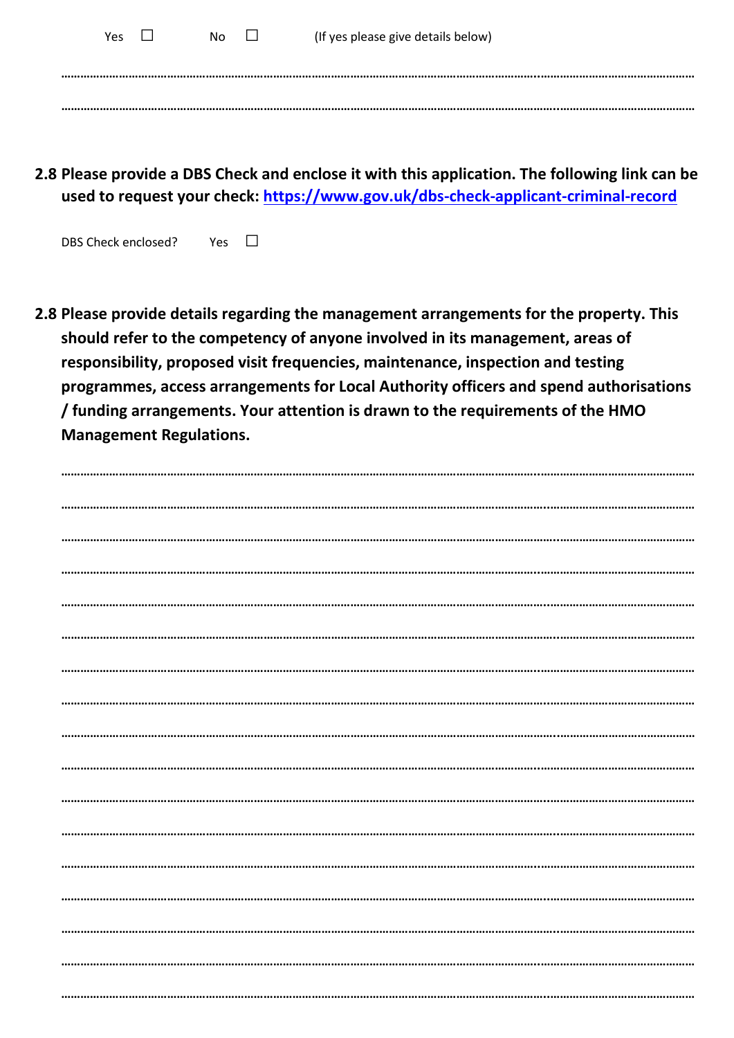Yes ☐ No ☐ (If yes please give details below)

……………………………………………………………………………………………………………………………………………………

……………………………………………………………………………………………………………………………………………………

**2.8 Please provide a DBS Check and enclose it with this application. The following link can be used to request your check: [https://www.gov.uk/dbs-check-applicant-criminal-record](https://www.gov.uk/dbs-check-applicant-criminal-record)**

DBS Check enclosed? Yes ☐

**2.8 Please provide details regarding the management arrangements for the property. This should refer to the competency of anyone involved in its management, areas of responsibility, proposed visit frequencies, maintenance, inspection and testing programmes, access arrangements for Local Authority officers and spend authorisations / funding arrangements. Your attention is drawn to the requirements of the HMO Management Regulations.**

……………………………………………………………………………………………………………………………………………………

……………………………………………………………………………………………………………………………………………………

……………………………………………………………………………………………………………………………………………………

……………………………………………………………………………………………………………………………………………………

……………………………………………………………………………………………………………………………………………………

……………………………………………………………………………………………………………………………………………………

……………………………………………………………………………………………………………………………………………………

……………………………………………………………………………………………………………………………………………………

……………………………………………………………………………………………………………………………………………………

……………………………………………………………………………………………………………………………………………………

……………………………………………………………………………………………………………………………………………………

……………………………………………………………………………………………………………………………………………………

……………………………………………………………………………………………………………………………………………………

……………………………………………………………………………………………………………………………………………………

……………………………………………………………………………………………………………………………………………………

……………………………………………………………………………………………………………………………………………………

……………………………………………………………………………………………………………………………………………………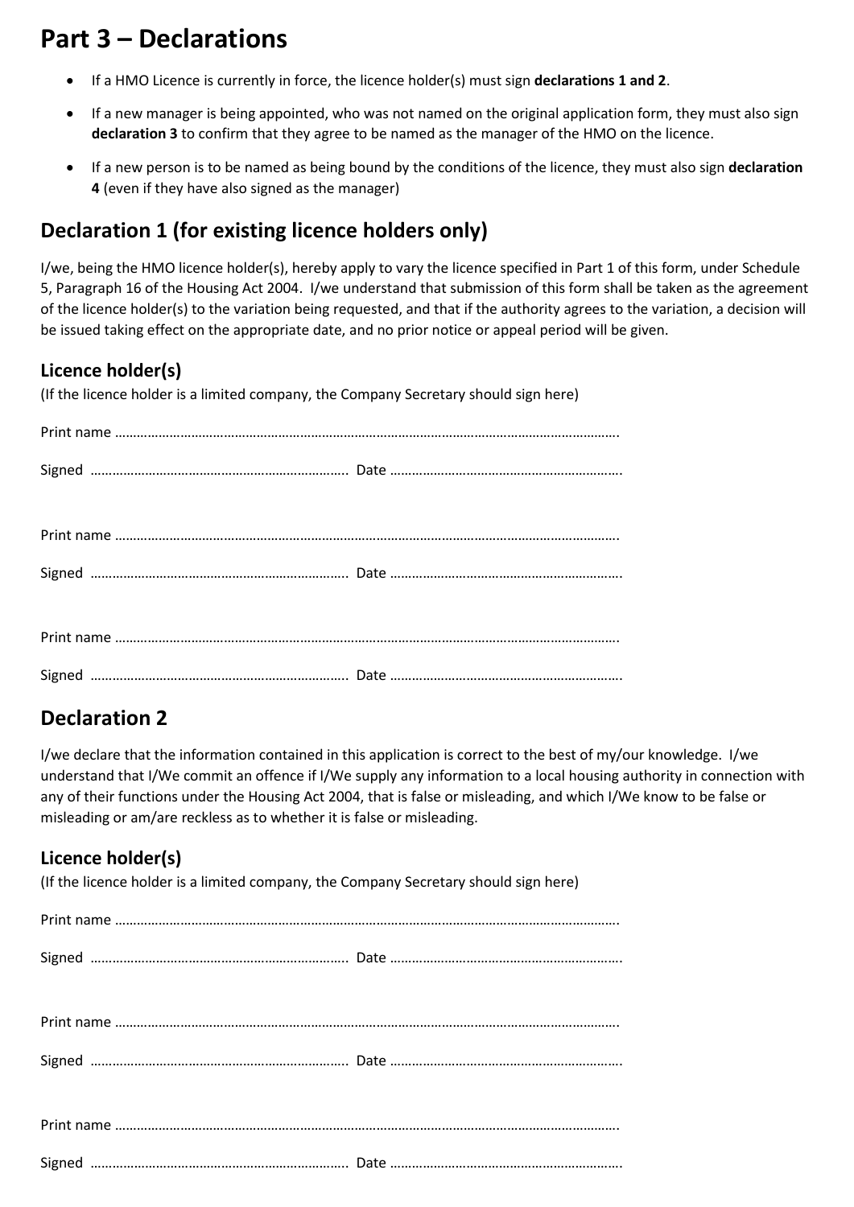# Part 3 – Declarations

- If a HMO Licence is currently in force, the licence holder(s) must sign **declarations 1 and 2**.
- If a new manager is being appointed, who was not named on the original application form, they must also sign **declaration 3** to confirm that they agree to be named as the manager of the HMO on the licence.
- If a new person is to be named as being bound by the conditions of the licence, they must also sign **declaration 4** (even if they have also signed as the manager)

## Declaration 1 (for existing licence holders only)

I/we, being the HMO licence holder(s), hereby apply to vary the licence specified in Part 1 of this form, under Schedule 5, Paragraph 16 of the Housing Act 2004. I/we understand that submission of this form shall be taken as the agreement of the licence holder(s) to the variation being requested, and that if the authority agrees to the variation, a decision will be issued taking effect on the appropriate date, and no prior notice or appeal period will be given.

### Licence holder(s)

(If the licence holder is a limited company, the Company Secretary should sign here)

Print name ……………………………………………………………………………………………………………………………….

Signed ……………………………………………………………. Date ……………………………………………………….

Print name ……………………………………………………………………………………………………………………………….

Signed ……………………………………………………………. Date ……………………………………………………….

Print name ……………………………………………………………………………………………………………………………….

Signed ……………………………………………………………. Date ……………………………………………………….

## Declaration 2

I/we declare that the information contained in this application is correct to the best of my/our knowledge. I/we understand that I/We commit an offence if I/We supply any information to a local housing authority in connection with any of their functions under the Housing Act 2004, that is false or misleading, and which I/We know to be false or misleading or am/are reckless as to whether it is false or misleading.

### Licence holder(s)

(If the licence holder is a limited company, the Company Secretary should sign here)

Print name ……………………………………………………………………………………………………………………………….

Signed ……………………………………………………………. Date ……………………………………………………….

Print name ……………………………………………………………………………………………………………………………….

Signed ……………………………………………………………. Date ……………………………………………………….

Print name ……………………………………………………………………………………………………………………………….

Signed ……………………………………………………………. Date ……………………………………………………….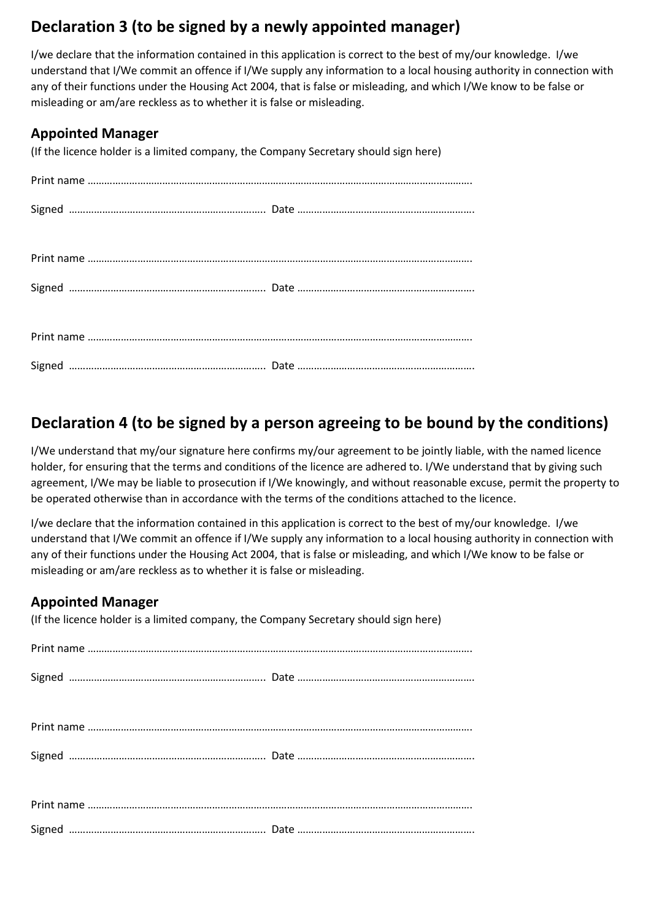## Declaration 3 (to be signed by a newly appointed manager)

I/we declare that the information contained in this application is correct to the best of my/our knowledge. I/we understand that I/We commit an offence if I/We supply any information to a local housing authority in connection with any of their functions under the Housing Act 2004, that is false or misleading, and which I/We know to be false or misleading or am/are reckless as to whether it is false or misleading.

### Appointed Manager

(If the licence holder is a limited company, the Company Secretary should sign here)

Print name ……………………………………………………………………………………………………………………….

Signed ……………………………………………………………. Date ……………………………………………………….

Print name ……………………………………………………………………………………………………………………….

Signed ……………………………………………………………. Date ……………………………………………………….

Print name ……………………………………………………………………………………………………………………….

Signed ……………………………………………………………. Date ……………………………………………………….

## Declaration 4 (to be signed by a person agreeing to be bound by the conditions)

I/We understand that my/our signature here confirms my/our agreement to be jointly liable, with the named licence holder, for ensuring that the terms and conditions of the licence are adhered to. I/We understand that by giving such agreement, I/We may be liable to prosecution if I/We knowingly, and without reasonable excuse, permit the property to be operated otherwise than in accordance with the terms of the conditions attached to the licence.

I/we declare that the information contained in this application is correct to the best of my/our knowledge. I/we understand that I/We commit an offence if I/We supply any information to a local housing authority in connection with any of their functions under the Housing Act 2004, that is false or misleading, and which I/We know to be false or misleading or am/are reckless as to whether it is false or misleading.

### Appointed Manager

(If the licence holder is a limited company, the Company Secretary should sign here)

Print name ……………………………………………………………………………………………………………………….

Signed ……………………………………………………………. Date ……………………………………………………….

Print name ……………………………………………………………………………………………………………………….

Signed ……………………………………………………………. Date ……………………………………………………….

Print name ……………………………………………………………………………………………………………………….

Signed ……………………………………………………………. Date ……………………………………………………….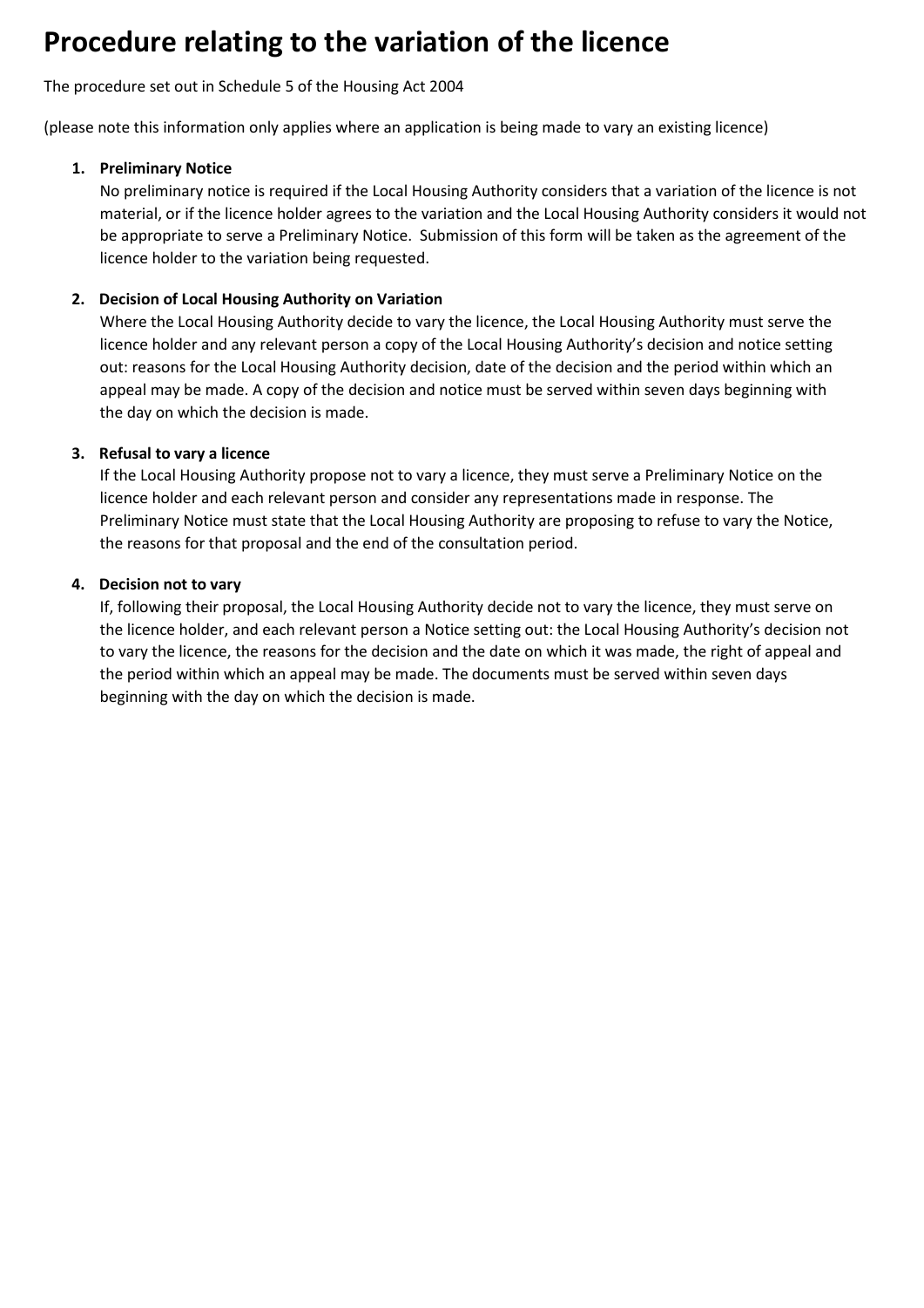# Procedure relating to the variation of the licence

The procedure set out in Schedule 5 of the Housing Act 2004

(please note this information only applies where an application is being made to vary an existing licence)

1. **Preliminary Notice**
   No preliminary notice is required if the Local Housing Authority considers that a variation of the licence is not material, or if the licence holder agrees to the variation and the Local Housing Authority considers it would not be appropriate to serve a Preliminary Notice. Submission of this form will be taken as the agreement of the licence holder to the variation being requested.

2. **Decision of Local Housing Authority on Variation**
   Where the Local Housing Authority decide to vary the licence, the Local Housing Authority must serve the licence holder and any relevant person a copy of the Local Housing Authority's decision and notice setting out: reasons for the Local Housing Authority decision, date of the decision and the period within which an appeal may be made. A copy of the decision and notice must be served within seven days beginning with the day on which the decision is made.

3. **Refusal to vary a licence**
   If the Local Housing Authority propose not to vary a licence, they must serve a Preliminary Notice on the licence holder and each relevant person and consider any representations made in response. The Preliminary Notice must state that the Local Housing Authority are proposing to refuse to vary the Notice, the reasons for that proposal and the end of the consultation period.

4. **Decision not to vary**
   If, following their proposal, the Local Housing Authority decide not to vary the licence, they must serve on the licence holder, and each relevant person a Notice setting out: the Local Housing Authority's decision not to vary the licence, the reasons for the decision and the date on which it was made, the right of appeal and the period within which an appeal may be made. The documents must be served within seven days beginning with the day on which the decision is made.